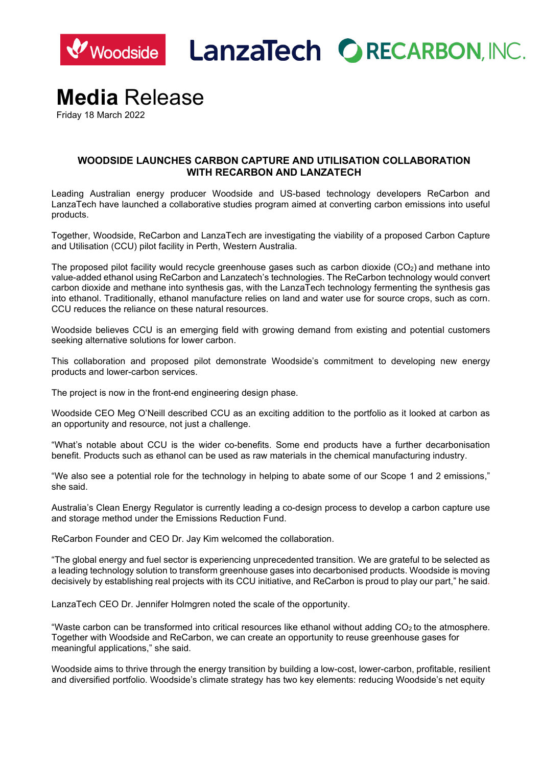Woodside LanzaTech RECARBON, INC.

# **Media** Release

Friday 18 March 2022

## WOODSIDE LAUNCHES CARBON CAPTURE AND UTILISATION COLLABORATION WITH RECARBON AND LANZATECH

Leading Australian energy producer Woodside and US-based technology developers ReCarbon and LanzaTech have launched a collaborative studies program aimed at converting carbon emissions into useful products.

Together, Woodside, ReCarbon and LanzaTech are investigating the viability of a proposed Carbon Capture and Utilisation (CCU) pilot facility in Perth, Western Australia.

The proposed pilot facility would recycle greenhouse gases such as carbon dioxide ($CO_2$) and methane into value-added ethanol using ReCarbon and Lanzatech's technologies. The ReCarbon technology would convert carbon dioxide and methane into synthesis gas, with the LanzaTech technology fermenting the synthesis gas into ethanol. Traditionally, ethanol manufacture relies on land and water use for source crops, such as corn. CCU reduces the reliance on these natural resources.

Woodside believes CCU is an emerging field with growing demand from existing and potential customers seeking alternative solutions for lower carbon.

This collaboration and proposed pilot demonstrate Woodside's commitment to developing new energy products and lower-carbon services.

The project is now in the front-end engineering design phase.

Woodside CEO Meg O'Neill described CCU as an exciting addition to the portfolio as it looked at carbon as an opportunity and resource, not just a challenge.

"What's notable about CCU is the wider co-benefits. Some end products have a further decarbonisation benefit. Products such as ethanol can be used as raw materials in the chemical manufacturing industry.

"We also see a potential role for the technology in helping to abate some of our Scope 1 and 2 emissions," she said.

Australia's Clean Energy Regulator is currently leading a co-design process to develop a carbon capture use and storage method under the Emissions Reduction Fund.

ReCarbon Founder and CEO Dr. Jay Kim welcomed the collaboration.

"The global energy and fuel sector is experiencing unprecedented transition. We are grateful to be selected as a leading technology solution to transform greenhouse gases into decarbonised products. Woodside is moving decisively by establishing real projects with its CCU initiative, and ReCarbon is proud to play our part," he said.

LanzaTech CEO Dr. Jennifer Holmgren noted the scale of the opportunity.

"Waste carbon can be transformed into critical resources like ethanol without adding $CO_2$ to the atmosphere. Together with Woodside and ReCarbon, we can create an opportunity to reuse greenhouse gases for meaningful applications," she said.

Woodside aims to thrive through the energy transition by building a low-cost, lower-carbon, profitable, resilient and diversified portfolio. Woodside's climate strategy has two key elements: reducing Woodside's net equity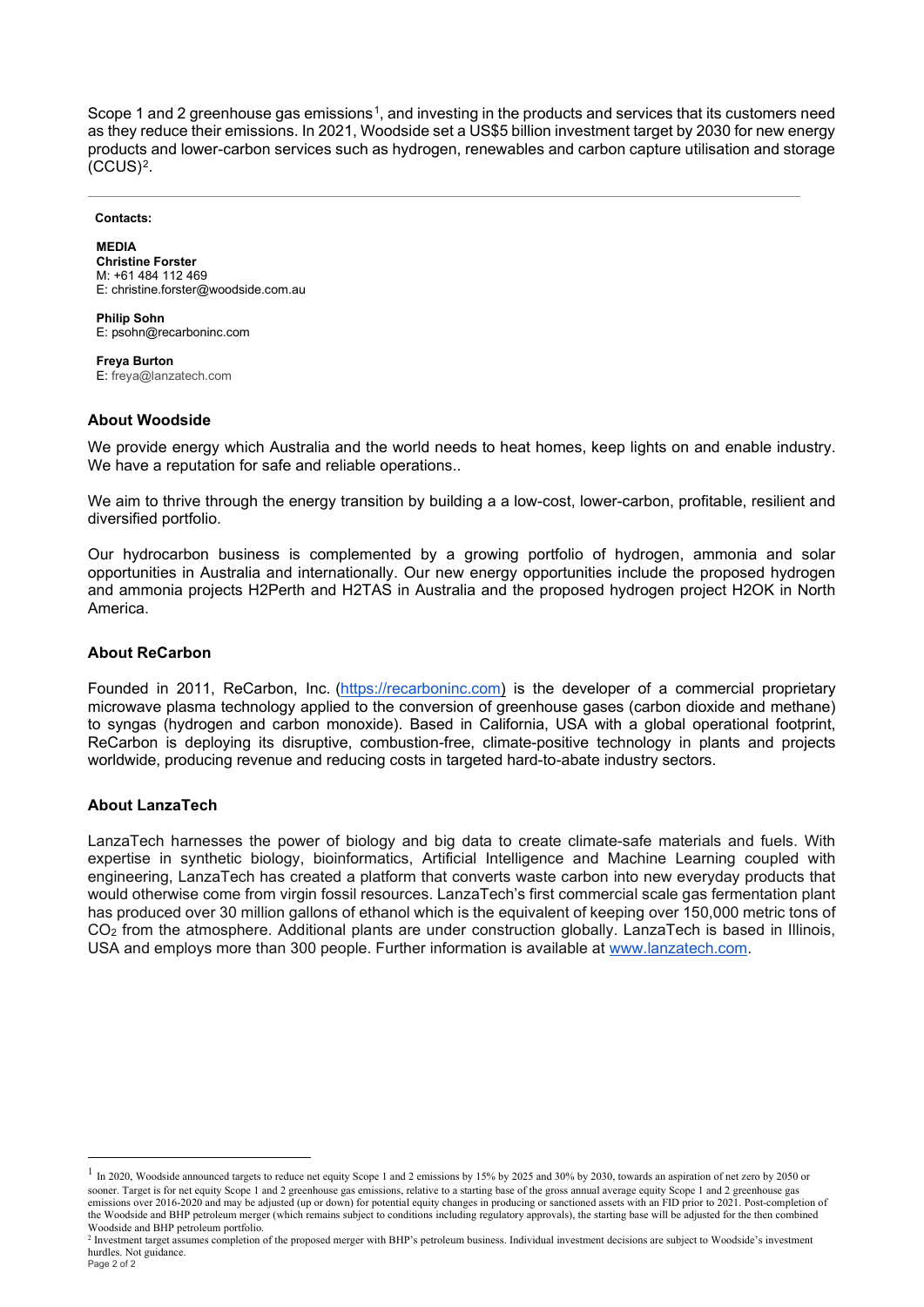Scope 1 and 2 greenhouse gas emissions[1], and investing in the products and services that its customers need as they reduce their emissions. In 2021, Woodside set a US$5 billion investment target by 2030 for new energy products and lower-carbon services such as hydrogen, renewables and carbon capture utilisation and storage (CCUS)[2].

---

**Contacts:**

**MEDIA**
**Christine Forster**
M: +61 484 112 469
E: christine.forster@woodside.com.au

**Philip Sohn**
E: psohn@recarboninc.com

**Freya Burton**
E: freya@lanzatech.com

### About Woodside

We provide energy which Australia and the world needs to heat homes, keep lights on and enable industry. We have a reputation for safe and reliable operations..

We aim to thrive through the energy transition by building a a low-cost, lower-carbon, profitable, resilient and diversified portfolio.

Our hydrocarbon business is complemented by a growing portfolio of hydrogen, ammonia and solar opportunities in Australia and internationally. Our new energy opportunities include the proposed hydrogen and ammonia projects H2Perth and H2TAS in Australia and the proposed hydrogen project H2OK in North America.

### About ReCarbon

Founded in 2011, ReCarbon, Inc. (https://recarboninc.com) is the developer of a commercial proprietary microwave plasma technology applied to the conversion of greenhouse gases (carbon dioxide and methane) to syngas (hydrogen and carbon monoxide). Based in California, USA with a global operational footprint, ReCarbon is deploying its disruptive, combustion-free, climate-positive technology in plants and projects worldwide, producing revenue and reducing costs in targeted hard-to-abate industry sectors.

### About LanzaTech

LanzaTech harnesses the power of biology and big data to create climate-safe materials and fuels. With expertise in synthetic biology, bioinformatics, Artificial Intelligence and Machine Learning coupled with engineering, LanzaTech has created a platform that converts waste carbon into new everyday products that would otherwise come from virgin fossil resources. LanzaTech's first commercial scale gas fermentation plant has produced over 30 million gallons of ethanol which is the equivalent of keeping over 150,000 metric tons of $CO_2$ from the atmosphere. Additional plants are under construction globally. LanzaTech is based in Illinois, USA and employs more than 300 people. Further information is available at www.lanzatech.com.

---

[1] In 2020, Woodside announced targets to reduce net equity Scope 1 and 2 emissions by 15% by 2025 and 30% by 2030, towards an aspiration of net zero by 2050 or sooner. Target is for net equity Scope 1 and 2 greenhouse gas emissions, relative to a starting base of the gross annual average equity Scope 1 and 2 greenhouse gas emissions over 2016-2020 and may be adjusted (up or down) for potential equity changes in producing or sanctioned assets with an FID prior to 2021. Post-completion of the Woodside and BHP petroleum merger (which remains subject to conditions including regulatory approvals), the starting base will be adjusted for the then combined Woodside and BHP petroleum portfolio.

[2] Investment target assumes completion of the proposed merger with BHP's petroleum business. Individual investment decisions are subject to Woodside's investment hurdles. Not guidance.